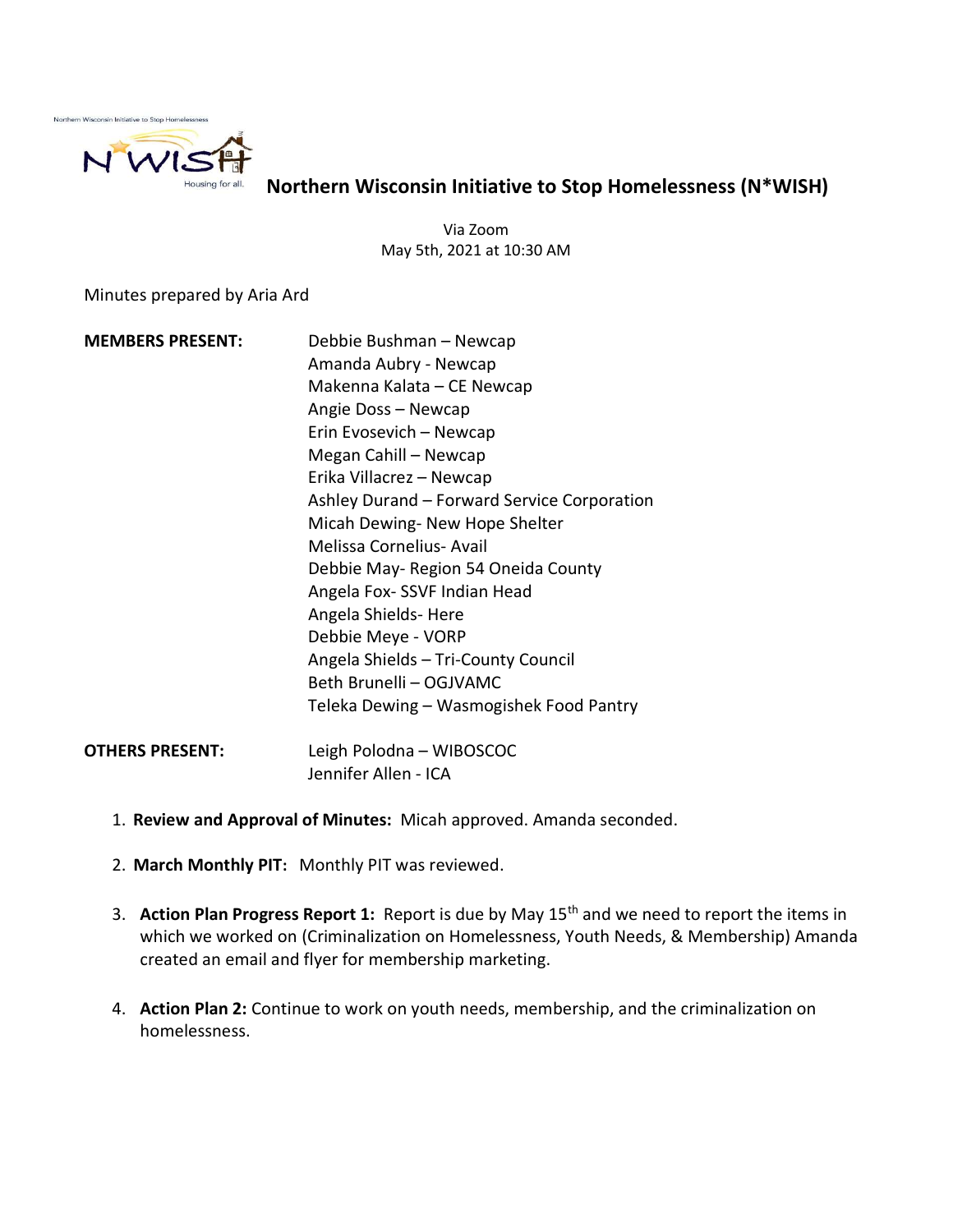Northern Wisconsin Initiative to Stop Homelessness

N*WISH

Housing for all.

# Northern Wisconsin Initiative to Stop Homelessness (N*WISH)

Via Zoom
May 5th, 2021 at 10:30 AM

Minutes prepared by Aria Ard

**MEMBERS PRESENT:**

Debbie Bushman – Newcap
Amanda Aubry - Newcap
Makenna Kalata – CE Newcap
Angie Doss – Newcap
Erin Evosevich – Newcap
Megan Cahill – Newcap
Erika Villacrez – Newcap
Ashley Durand – Forward Service Corporation
Micah Dewing- New Hope Shelter
Melissa Cornelius- Avail
Debbie May- Region 54 Oneida County
Angela Fox- SSVF Indian Head
Angela Shields- Here
Debbie Meye - VORP
Angela Shields – Tri-County Council
Beth Brunelli – OGJVAMC
Teleka Dewing – Wasmogishek Food Pantry

**OTHERS PRESENT:**

Leigh Polodna – WIBOSCOC
Jennifer Allen - ICA

1. **Review and Approval of Minutes:** Micah approved. Amanda seconded.

2. **March Monthly PIT:** Monthly PIT was reviewed.

3. **Action Plan Progress Report 1:** Report is due by May 15th and we need to report the items in which we worked on (Criminalization on Homelessness, Youth Needs, & Membership) Amanda created an email and flyer for membership marketing.

4. **Action Plan 2:** Continue to work on youth needs, membership, and the criminalization on homelessness.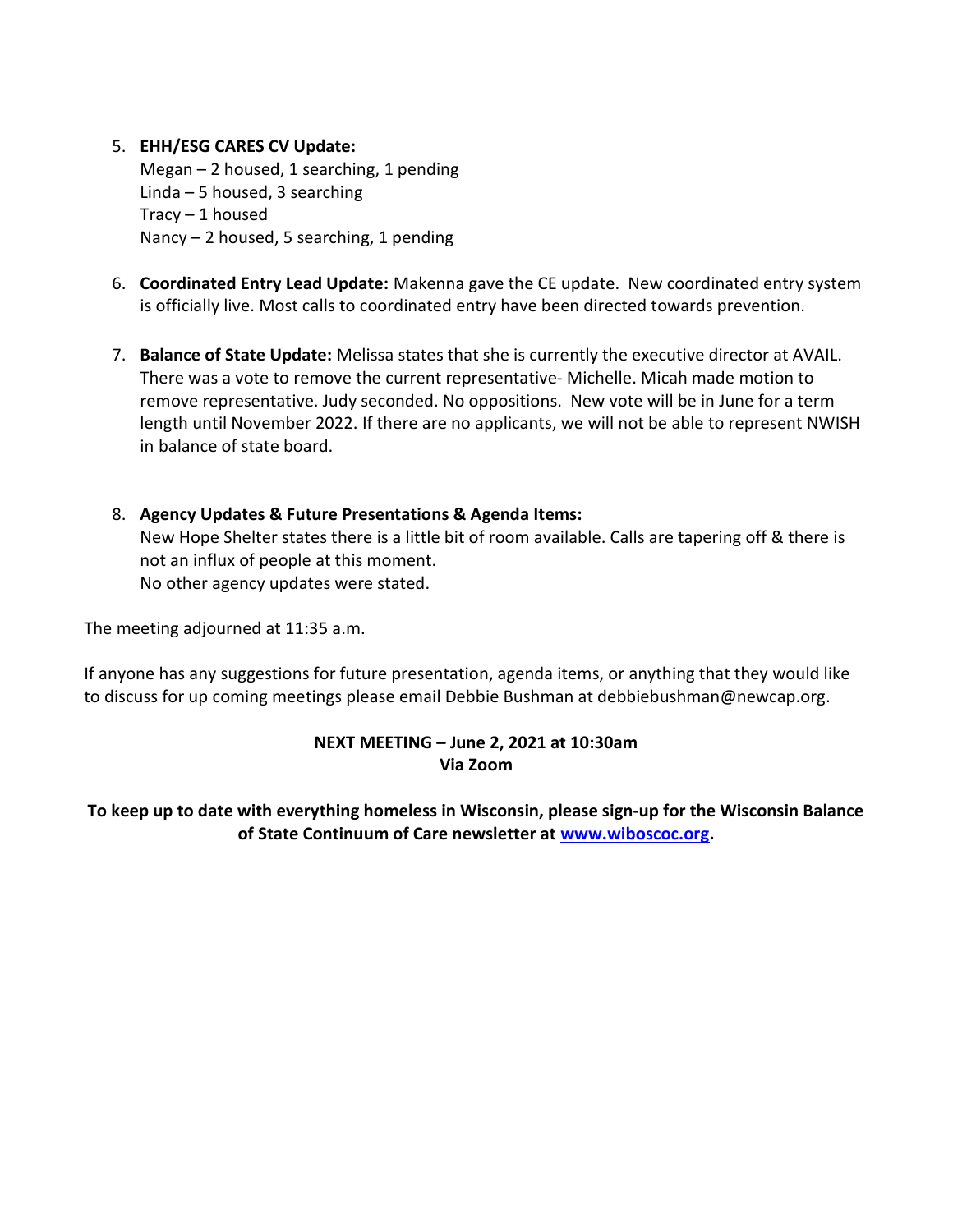5. **EHH/ESG CARES CV Update:**
   Megan – 2 housed, 1 searching, 1 pending
   Linda – 5 housed, 3 searching
   Tracy – 1 housed
   Nancy – 2 housed, 5 searching, 1 pending

6. **Coordinated Entry Lead Update:** Makenna gave the CE update. New coordinated entry system is officially live. Most calls to coordinated entry have been directed towards prevention.

7. **Balance of State Update:** Melissa states that she is currently the executive director at AVAIL. There was a vote to remove the current representative- Michelle. Micah made motion to remove representative. Judy seconded. No oppositions. New vote will be in June for a term length until November 2022. If there are no applicants, we will not be able to represent NWISH in balance of state board.

8. **Agency Updates & Future Presentations & Agenda Items:**
   New Hope Shelter states there is a little bit of room available. Calls are tapering off & there is not an influx of people at this moment.
   No other agency updates were stated.

The meeting adjourned at 11:35 a.m.

If anyone has any suggestions for future presentation, agenda items, or anything that they would like to discuss for up coming meetings please email Debbie Bushman at debbiebushman@newcap.org.

**NEXT MEETING – June 2, 2021 at 10:30am**
**Via Zoom**

**To keep up to date with everything homeless in Wisconsin, please sign-up for the Wisconsin Balance of State Continuum of Care newsletter at [www.wiboscoc.org](http://www.wiboscoc.org).**